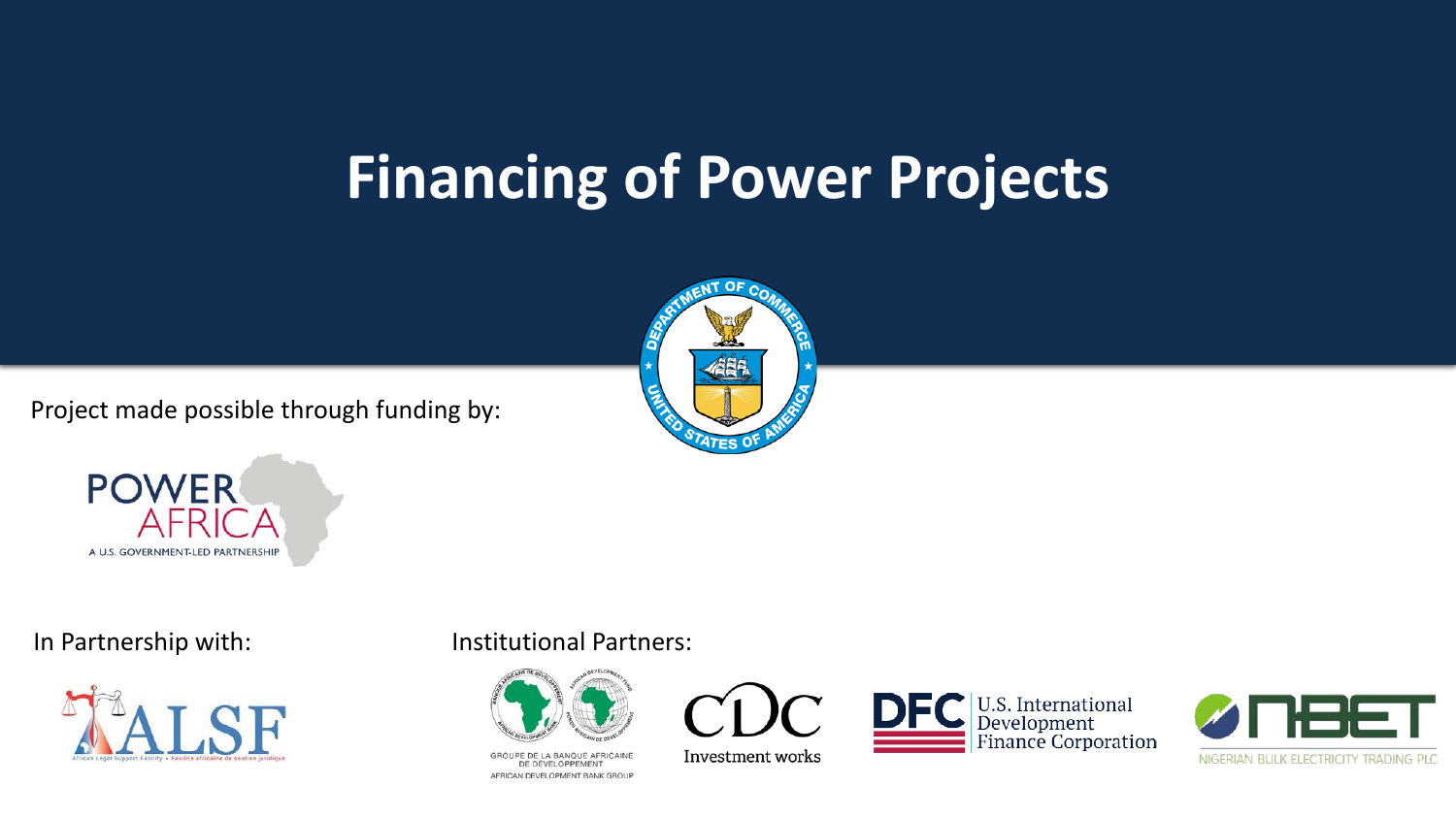# Financing of Power Projects

Project made possible through funding by:

POWER AFRICA
A U.S. GOVERNMENT-LED PARTNERSHIP

In Partnership with:

ALSF
African Legal Support Facility • Facilité africaine de soutien juridique

Institutional Partners:

GROUPE DE LA BANQUE AFRICAINE DE DÉVELOPPEMENT
AFRICAN DEVELOPMENT BANK GROUP

CDC
Investment works

DFC U.S. International Development Finance Corporation

NBET
NIGERIAN BULK ELECTRICITY TRADING PLC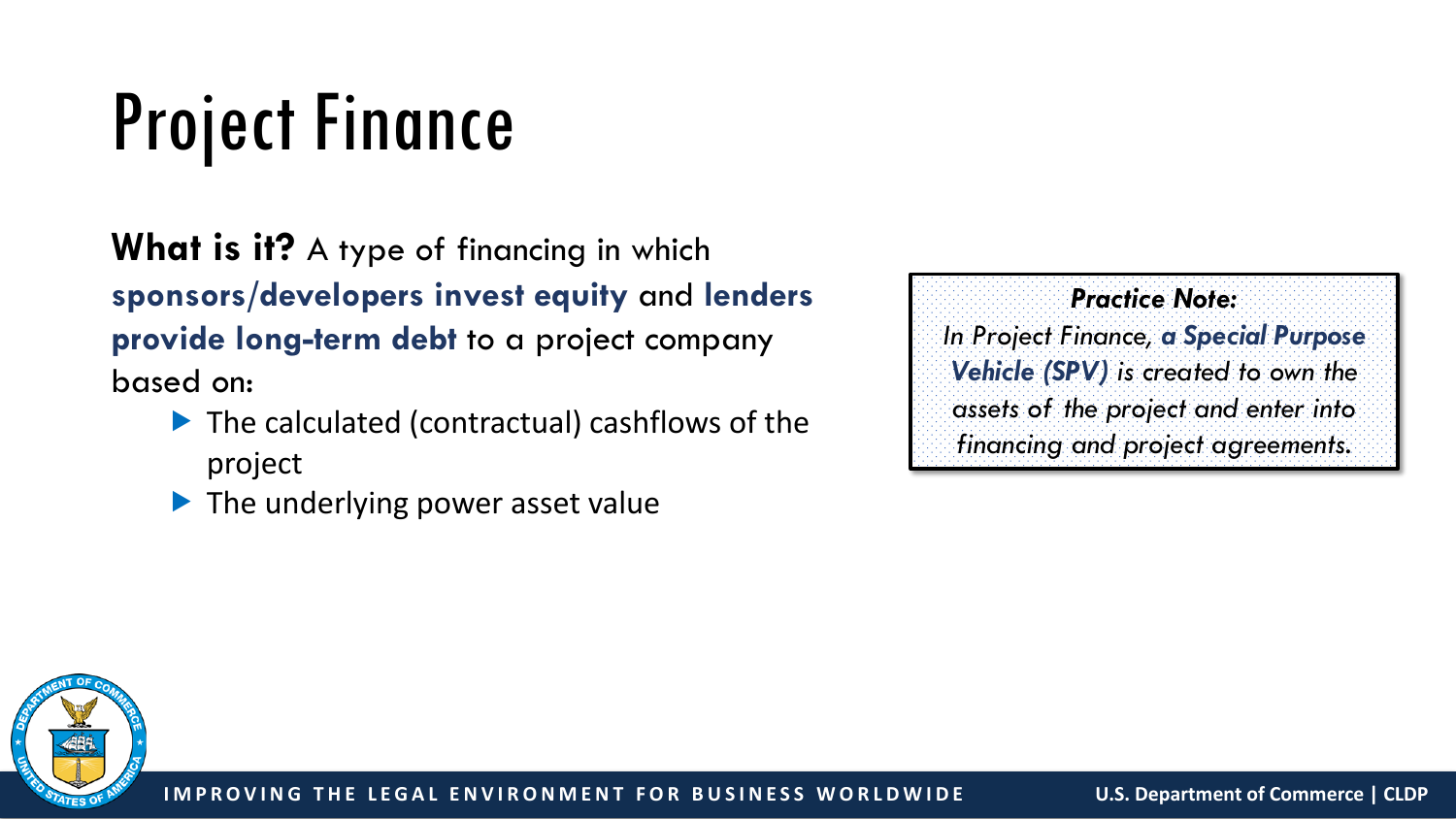# Project Finance

**What is it?** A type of financing in which **sponsors/developers invest equity** and **lenders provide long-term debt** to a project company based on:

- The calculated (contractual) cashflows of the project
- The underlying power asset value

> ***Practice Note:***
> *In Project Finance, **a Special Purpose Vehicle (SPV)** is created to own the assets of the project and enter into financing and project agreements.*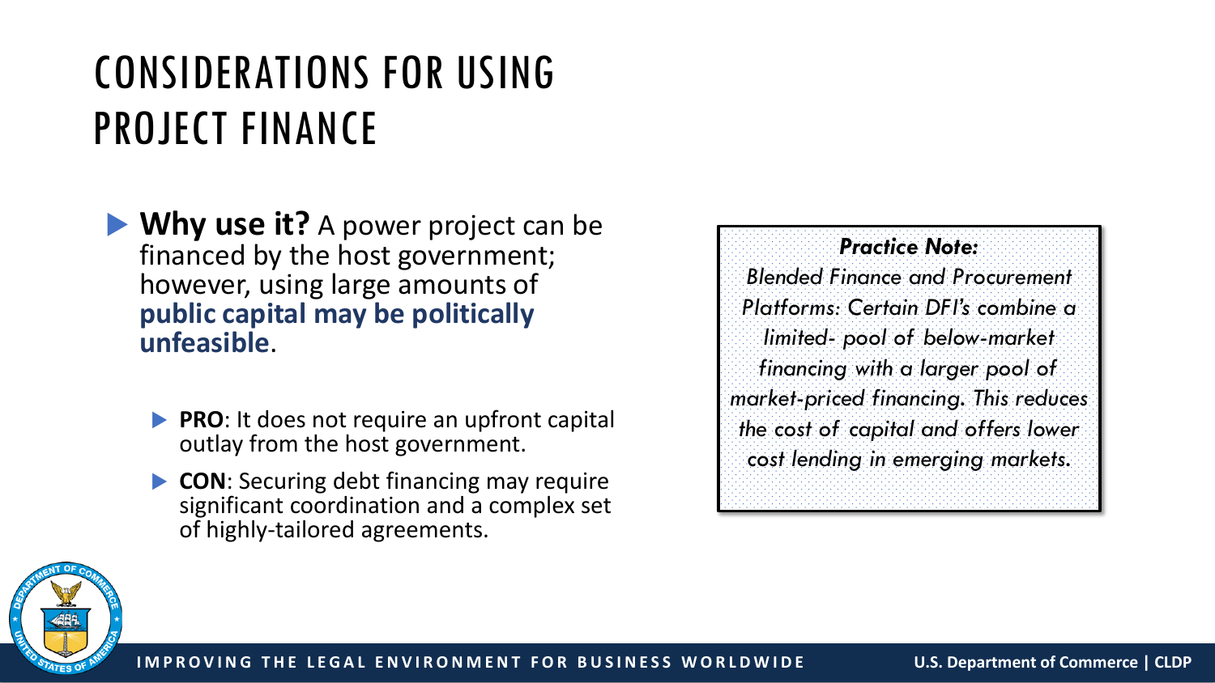# CONSIDERATIONS FOR USING PROJECT FINANCE

- **Why use it?** A power project can be financed by the host government; however, using large amounts of **public capital may be politically unfeasible**.
  - **PRO**: It does not require an upfront capital outlay from the host government.
  - **CON**: Securing debt financing may require significant coordination and a complex set of highly-tailored agreements.

> ***Practice Note:***
> *Blended Finance and Procurement Platforms: Certain DFI's combine a limited- pool of below-market financing with a larger pool of market-priced financing. This reduces the cost of capital and offers lower cost lending in emerging markets.*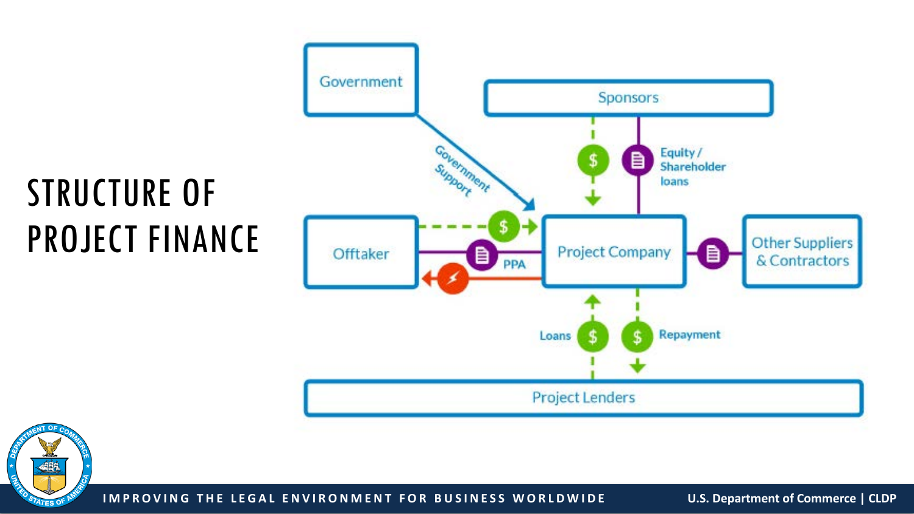# STRUCTURE OF PROJECT FINANCE

Government

Sponsors

Government Support

Equity / Shareholder loans

Offtaker

PPA

Project Company

Other Suppliers & Contractors

Loans

Repayment

Project Lenders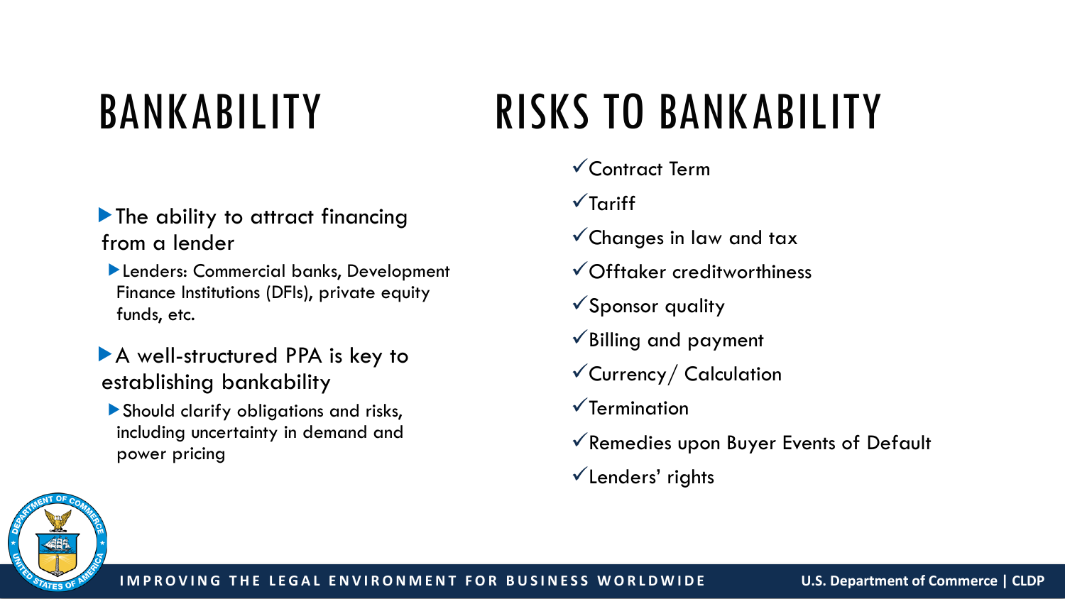## BANKABILITY

- The ability to attract financing from a lender
  - Lenders: Commercial banks, Development Finance Institutions (DFIs), private equity funds, etc.
- A well-structured PPA is key to establishing bankability
  - Should clarify obligations and risks, including uncertainty in demand and power pricing

## RISKS TO BANKABILITY

- ✓Contract Term
- ✓Tariff
- ✓Changes in law and tax
- ✓Offtaker creditworthiness
- ✓Sponsor quality
- ✓Billing and payment
- ✓Currency/ Calculation
- ✓Termination
- ✓Remedies upon Buyer Events of Default
- ✓Lenders' rights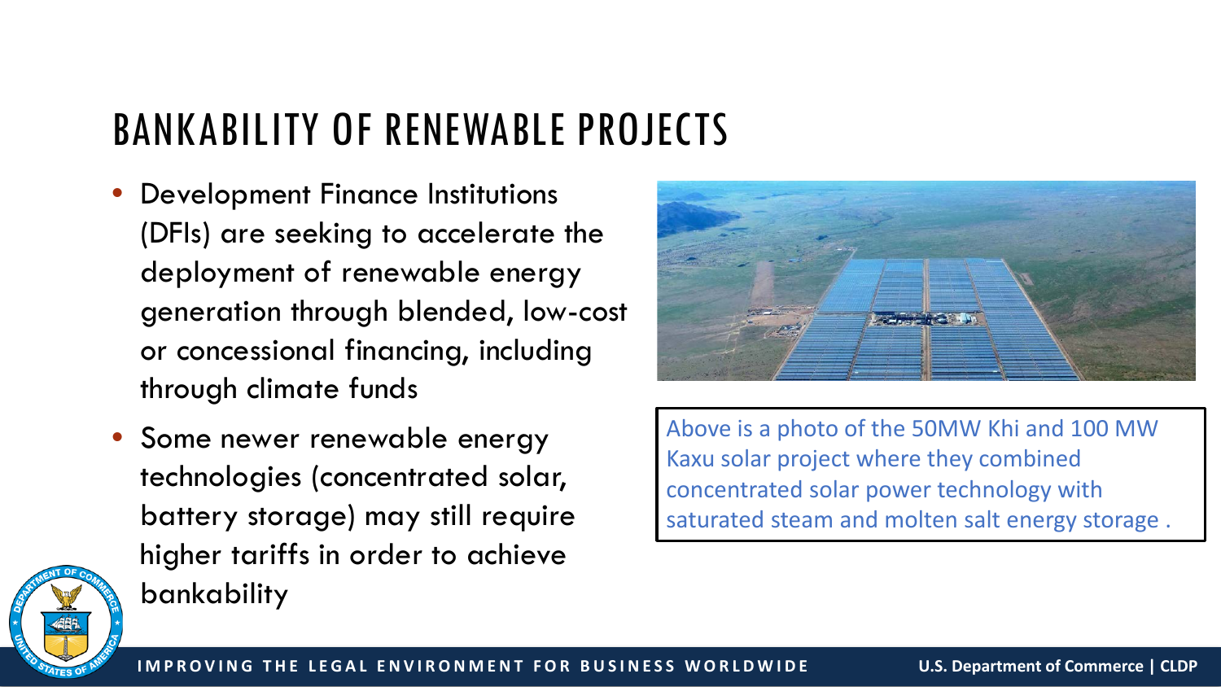# BANKABILITY OF RENEWABLE PROJECTS

- Development Finance Institutions (DFIs) are seeking to accelerate the deployment of renewable energy generation through blended, low-cost or concessional financing, including through climate funds
- Some newer renewable energy technologies (concentrated solar, battery storage) may still require higher tariffs in order to achieve bankability

Above is a photo of the 50MW Khi and 100 MW Kaxu solar project where they combined concentrated solar power technology with saturated steam and molten salt energy storage .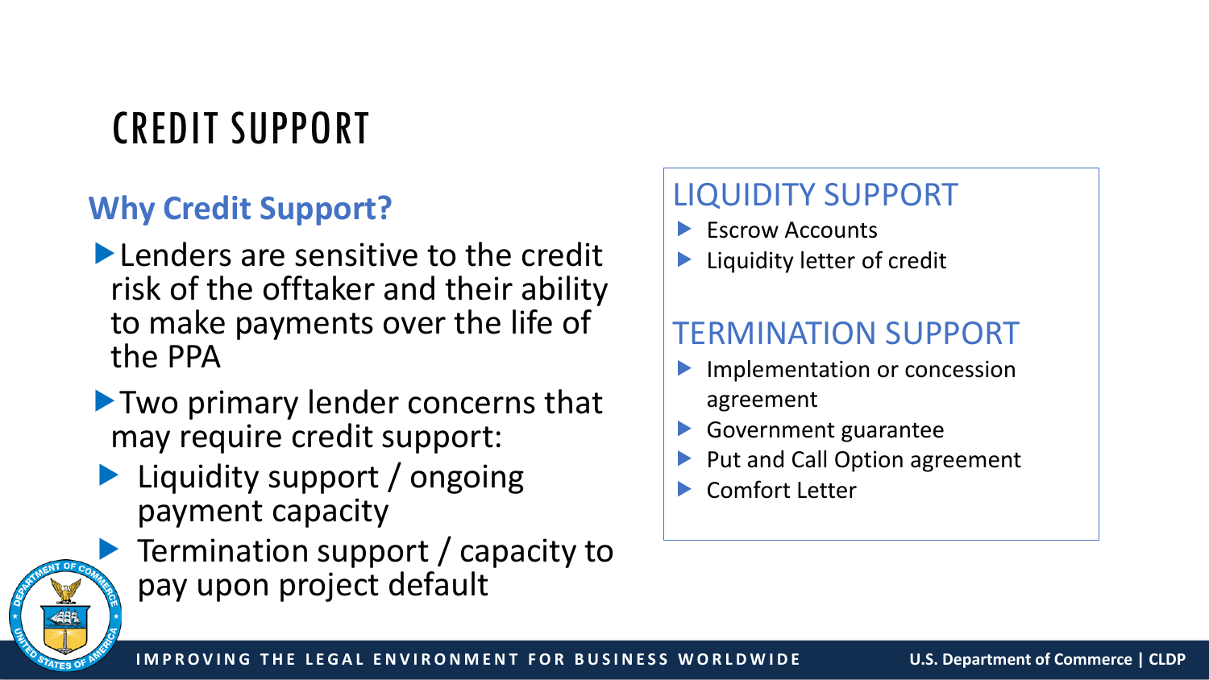# CREDIT SUPPORT

## Why Credit Support?

- Lenders are sensitive to the credit risk of the offtaker and their ability to make payments over the life of the PPA
- Two primary lender concerns that may require credit support:
  - Liquidity support / ongoing payment capacity
  - Termination support / capacity to pay upon project default

## LIQUIDITY SUPPORT

- Escrow Accounts
- Liquidity letter of credit

## TERMINATION SUPPORT

- Implementation or concession agreement
- Government guarantee
- Put and Call Option agreement
- Comfort Letter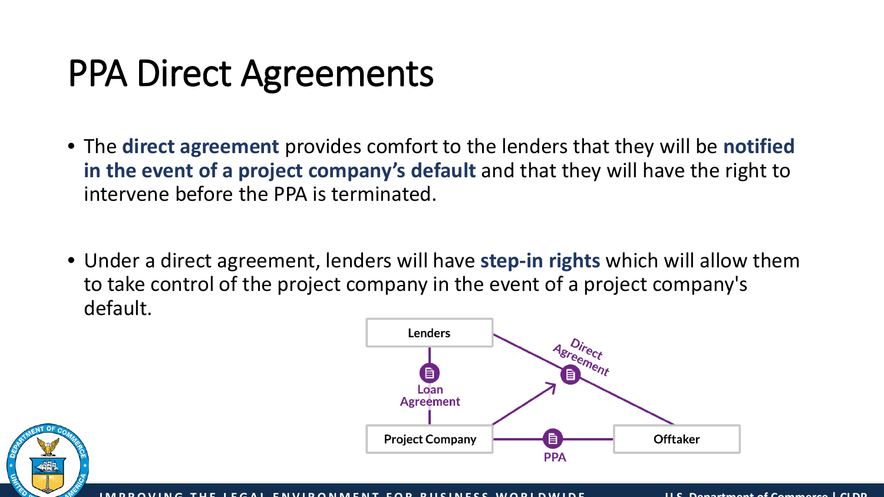# PPA Direct Agreements

- The **direct agreement** provides comfort to the lenders that they will be **notified in the event of a project company's default** and that they will have the right to intervene before the PPA is terminated.

- Under a direct agreement, lenders will have **step-in rights** which will allow them to take control of the project company in the event of a project company's default.

Lenders

Loan Agreement

Direct Agreement

Project Company

PPA

Offtaker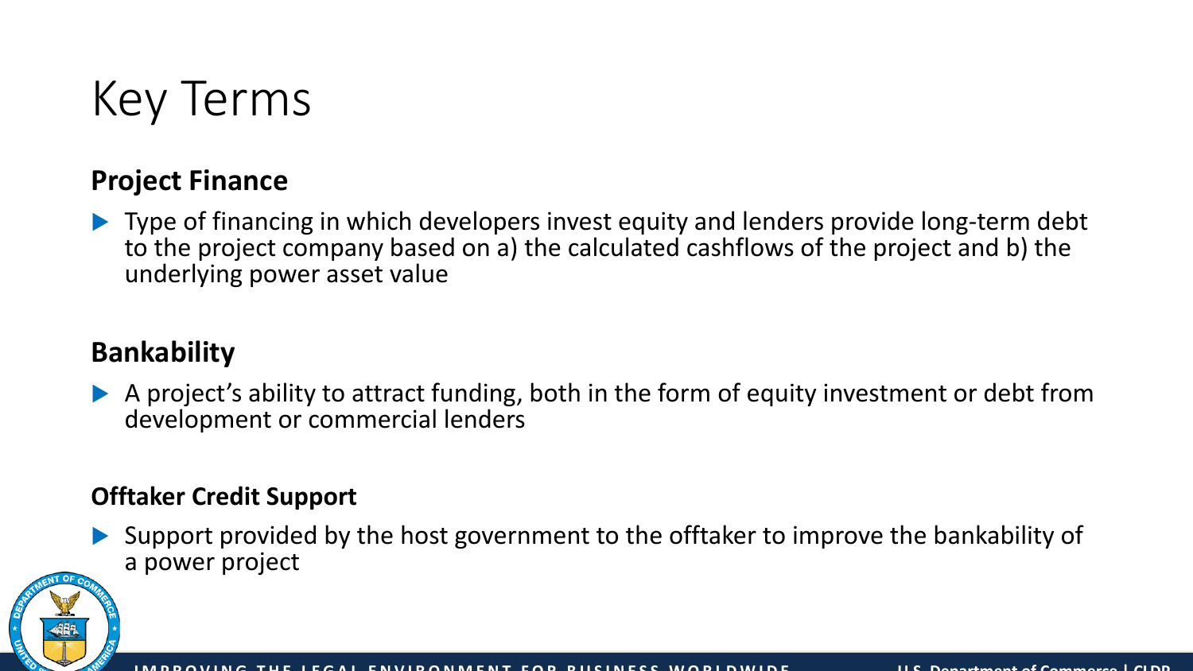# Key Terms

## Project Finance

- Type of financing in which developers invest equity and lenders provide long-term debt to the project company based on a) the calculated cashflows of the project and b) the underlying power asset value

## Bankability

- A project's ability to attract funding, both in the form of equity investment or debt from development or commercial lenders

### Offtaker Credit Support

- Support provided by the host government to the offtaker to improve the bankability of a power project